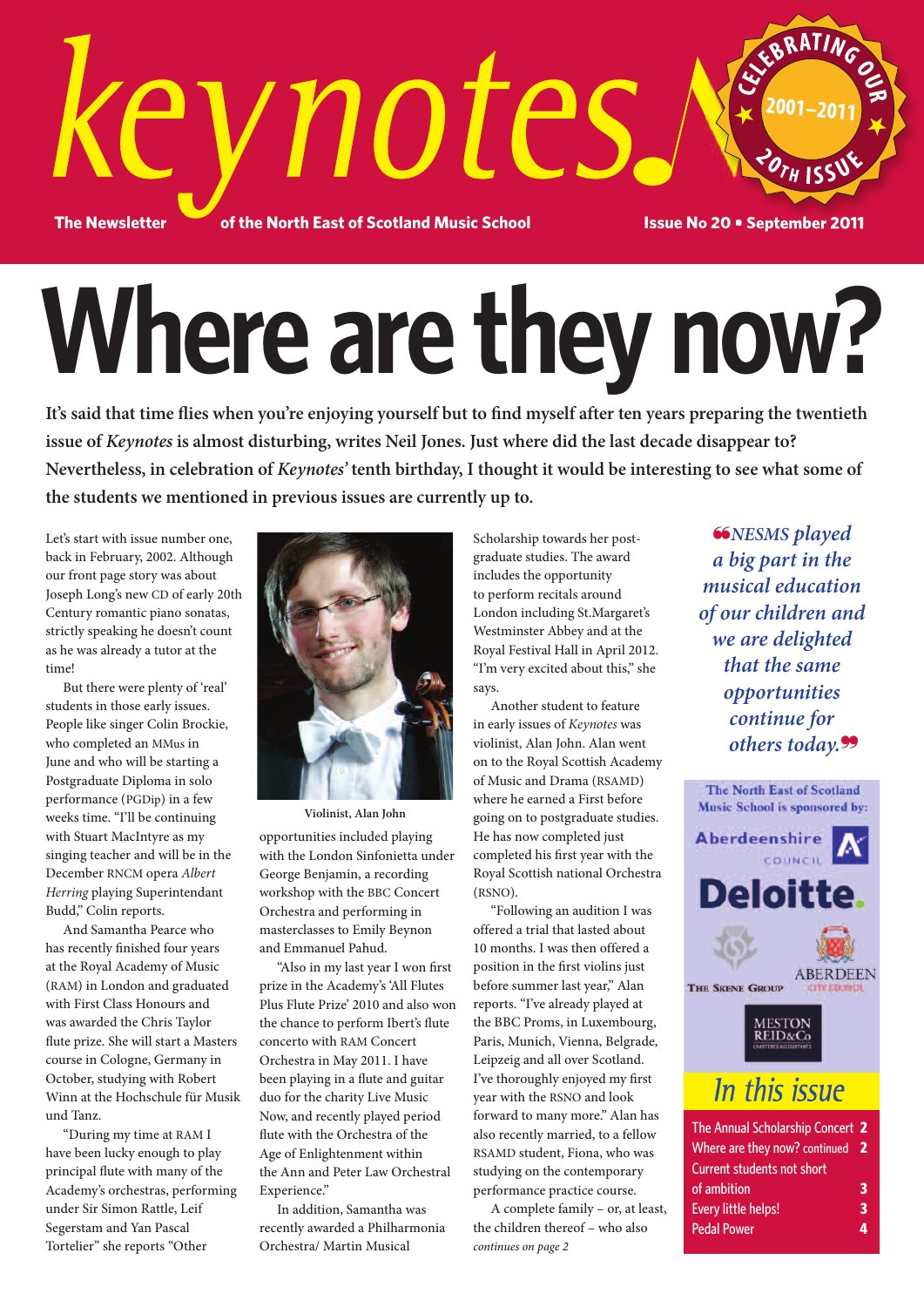# keynotes

The Newsletter of the North East of Scotland Music School

Issue No 20 • September 2011

Celebrating our 20th issue 2001–2011

# Where are they now?

**It's said that time flies when you're enjoying yourself but to find myself after ten years preparing the twentieth issue of *Keynotes* is almost disturbing, writes Neil Jones. Just where did the last decade disappear to? Nevertheless, in celebration of *Keynotes'* tenth birthday, I thought it would be interesting to see what some of the students we mentioned in previous issues are currently up to.**

Let's start with issue number one, back in February, 2002. Although our front page story was about Joseph Long's new CD of early 20th Century romantic piano sonatas, strictly speaking he doesn't count as he was already a tutor at the time!

But there were plenty of 'real' students in those early issues. People like singer Colin Brockie, who completed an MMus in June and who will be starting a Postgraduate Diploma in solo performance (PGDip) in a few weeks time. "I'll be continuing with Stuart MacIntyre as my singing teacher and will be in the December RNCM opera *Albert Herring* playing Superintendant Budd," Colin reports.

And Samantha Pearce who has recently finished four years at the Royal Academy of Music (RAM) in London and graduated with First Class Honours and was awarded the Chris Taylor flute prize. She will start a Masters course in Cologne, Germany in October, studying with Robert Winn at the Hochschule für Musik und Tanz.

"During my time at RAM I have been lucky enough to play principal flute with many of the Academy's orchestras, performing under Sir Simon Rattle, Leif Segerstam and Yan Pascal Tortelier" she reports "Other opportunities included playing with the London Sinfonietta under George Benjamin, a recording workshop with the BBC Concert Orchestra and performing in masterclasses to Emily Beynon and Emmanuel Pahud.

"Also in my last year I won first prize in the Academy's 'All Flutes Plus Flute Prize' 2010 and also won the chance to perform Ibert's flute concerto with RAM Concert Orchestra in May 2011. I have been playing in a flute and guitar duo for the charity Live Music Now, and recently played period flute with the Orchestra of the Age of Enlightenment within the Ann and Peter Law Orchestral Experience."

Violinist, Alan John

In addition, Samantha was recently awarded a Philharmonia Orchestra/ Martin Musical Scholarship towards her post-graduate studies. The award includes the opportunity to perform recitals around London including St.Margaret's Westminster Abbey and at the Royal Festival Hall in April 2012. "I'm very excited about this," she says.

Another student to feature in early issues of *Keynotes* was violinist, Alan John. Alan went on to the Royal Scottish Academy of Music and Drama (RSAMD) where he earned a First before going on to postgraduate studies. He has now completed just completed his first year with the Royal Scottish national Orchestra (RSNO).

"Following an audition I was offered a trial that lasted about 10 months. I was then offered a position in the first violins just before summer last year," Alan reports. "I've already played at the BBC Proms, in Luxembourg, Paris, Munich, Vienna, Belgrade, Leipzig and all over Scotland. I've thoroughly enjoyed my first year with the RSNO and look forward to many more." Alan has also recently married, to a fellow RSAMD student, Fiona, who was studying on the contemporary performance practice course.

A complete family – or, at least, the children thereof – who also

*continues on page 2*

*"NESMS played a big part in the musical education of our children and we are delighted that the same opportunities continue for others today."*

The North East of Scotland Music School is sponsored by:

Aberdeenshire Council
Deloitte.
The Skene Group
Aberdeen City Council
Meston Reid & Co Chartered Accountants

## In this issue

- The Annual Scholarship Concert 2
- Where are they now? continued 2
- Current students not short of ambition 3
- Every little helps! 3
- Pedal Power 4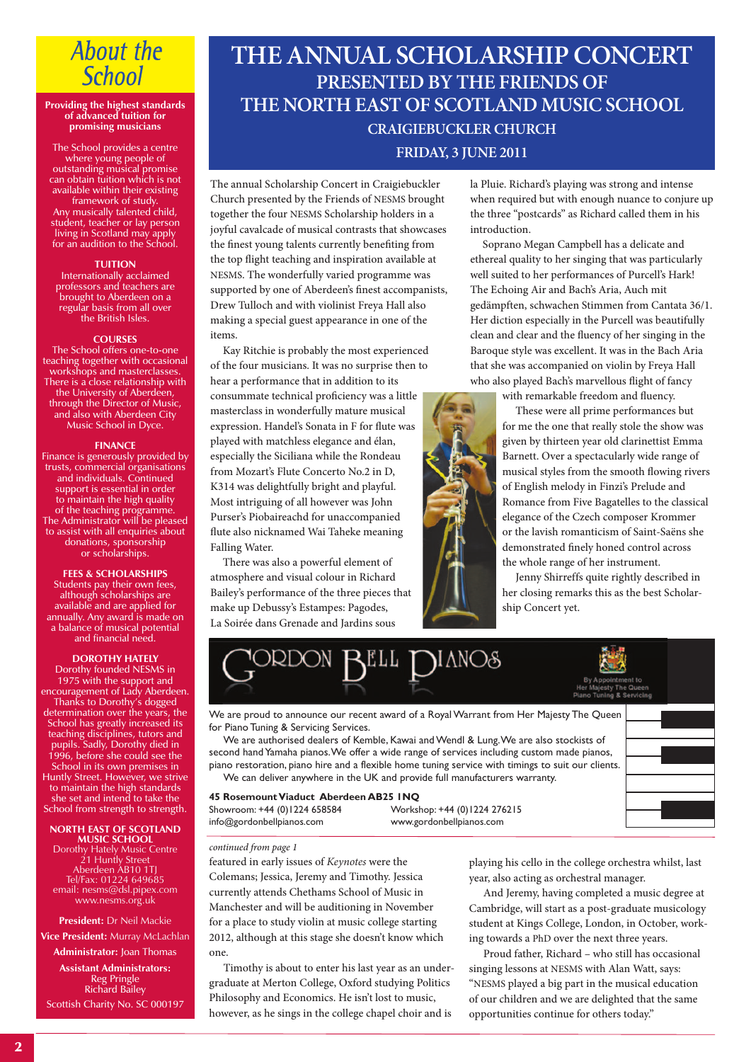# About the School

**Providing the highest standards of advanced tuition for promising musicians**

The School provides a centre where young people of outstanding musical promise can obtain tuition which is not available within their existing framework of study. Any musically talented child, student, teacher or lay person living in Scotland may apply for an audition to the School.

**TUITION**

Internationally acclaimed professors and teachers are brought to Aberdeen on a regular basis from all over the British Isles.

**COURSES**

The School offers one-to-one teaching together with occasional workshops and masterclasses. There is a close relationship with the University of Aberdeen, through the Director of Music, and also with Aberdeen City Music School in Dyce.

**FINANCE**

Finance is generously provided by trusts, commercial organisations and individuals. Continued support is essential in order to maintain the high quality of the teaching programme. The Administrator will be pleased to assist with all enquiries about donations, sponsorship or scholarships.

**FEES & SCHOLARSHIPS**

Students pay their own fees, although scholarships are available and are applied for annually. Any award is made on a balance of musical potential and financial need.

**DOROTHY HATELY**

Dorothy founded NESMS in 1975 with the support and encouragement of Lady Aberdeen. Thanks to Dorothy's dogged determination over the years, the School has greatly increased its teaching disciplines, tutors and pupils. Sadly, Dorothy died in 1996, before she could see the School in its own premises in Huntly Street. However, we strive to maintain the high standards she set and intend to take the School from strength to strength.

**NORTH EAST OF SCOTLAND MUSIC SCHOOL**

Dorothy Hately Music Centre
21 Huntly Street
Aberdeen AB10 1TJ
Tel/Fax: 01224 649685
email: nesms@dsl.pipex.com
www.nesms.org.uk

**President:** Dr Neil Mackie

**Vice President:** Murray McLachlan

**Administrator:** Joan Thomas

**Assistant Administrators:**
Reg Pringle
Richard Bailey

Scottish Charity No. SC 000197

# THE ANNUAL SCHOLARSHIP CONCERT

## PRESENTED BY THE FRIENDS OF THE NORTH EAST OF SCOTLAND MUSIC SCHOOL

### CRAIGIEBUCKLER CHURCH

### FRIDAY, 3 JUNE 2011

The annual Scholarship Concert in Craigiebuckler Church presented by the Friends of NESMS brought together the four NESMS Scholarship holders in a joyful cavalcade of musical contrasts that showcases the finest young talents currently benefiting from the top flight teaching and inspiration available at NESMS. The wonderfully varied programme was supported by one of Aberdeen's finest accompanists, Drew Tulloch and with violinist Freya Hall also making a special guest appearance in one of the items.

Kay Ritchie is probably the most experienced of the four musicians. It was no surprise then to hear a performance that in addition to its consummate technical proficiency was a little masterclass in wonderfully mature musical expression. Handel's Sonata in F for flute was played with matchless elegance and élan, especially the Siciliana while the Rondeau from Mozart's Flute Concerto No.2 in D, K314 was delightfully bright and playful. Most intriguing of all however was John Purser's Piobaireachd for unaccompanied flute also nicknamed Wai Taheke meaning Falling Water.

There was also a powerful element of atmosphere and visual colour in Richard Bailey's performance of the three pieces that make up Debussy's Estampes: Pagodes, La Soirée dans Grenade and Jardins sous la Pluie. Richard's playing was strong and intense when required but with enough nuance to conjure up the three "postcards" as Richard called them in his introduction.

Soprano Megan Campbell has a delicate and ethereal quality to her singing that was particularly well suited to her performances of Purcell's Hark! The Echoing Air and Bach's Aria, Auch mit gedämpften, schwachen Stimmen from Cantata 36/1. Her diction especially in the Purcell was beautifully clean and clear and the fluency of her singing in the Baroque style was excellent. It was in the Bach Aria that she was accompanied on violin by Freya Hall who also played Bach's marvellous flight of fancy with remarkable freedom and fluency.

These were all prime performances but for me the one that really stole the show was given by thirteen year old clarinettist Emma Barnett. Over a spectacularly wide range of musical styles from the smooth flowing rivers of English melody in Finzi's Prelude and Romance from Five Bagatelles to the classical elegance of the Czech composer Krommer or the lavish romanticism of Saint-Saëns she demonstrated finely honed control across the whole range of her instrument.

Jenny Shirreffs quite rightly described in her closing remarks this as the best Scholarship Concert yet.

---

**GORDON BELL PIANOS**

By Appointment to Her Majesty The Queen
Piano Tuning & Servicing

We are proud to announce our recent award of a Royal Warrant from Her Majesty The Queen for Piano Tuning & Servicing Services.

We are also authorised dealers of Kemble, Kawai and Wendl & Lung. We are also stockists of second hand Yamaha pianos. We offer a wide range of services including custom made pianos, piano restoration, piano hire and a flexible home tuning service with timings to suit our clients. We can deliver anywhere in the UK and provide full manufacturers warranty.

**45 Rosemount Viaduct Aberdeen AB25 1NQ**
Showroom: +44 (0)1224 658584 Workshop: +44 (0)1224 276215
info@gordonbellpianos.com www.gordonbellpianos.com

---

*continued from page 1*

featured in early issues of *Keynotes* were the Colemans; Jessica, Jeremy and Timothy. Jessica currently attends Chethams School of Music in Manchester and will be auditioning in November for a place to study violin at music college starting 2012, although at this stage she doesn't know which one.

Timothy is about to enter his last year as an undergraduate at Merton College, Oxford studying Politics Philosophy and Economics. He isn't lost to music, however, as he sings in the college chapel choir and is playing his cello in the college orchestra whilst, last year, also acting as orchestral manager.

And Jeremy, having completed a music degree at Cambridge, will start as a post-graduate musicology student at Kings College, London, in October, working towards a PhD over the next three years.

Proud father, Richard – who still has occasional singing lessons at NESMS with Alan Watt, says: "NESMS played a big part in the musical education of our children and we are delighted that the same opportunities continue for others today."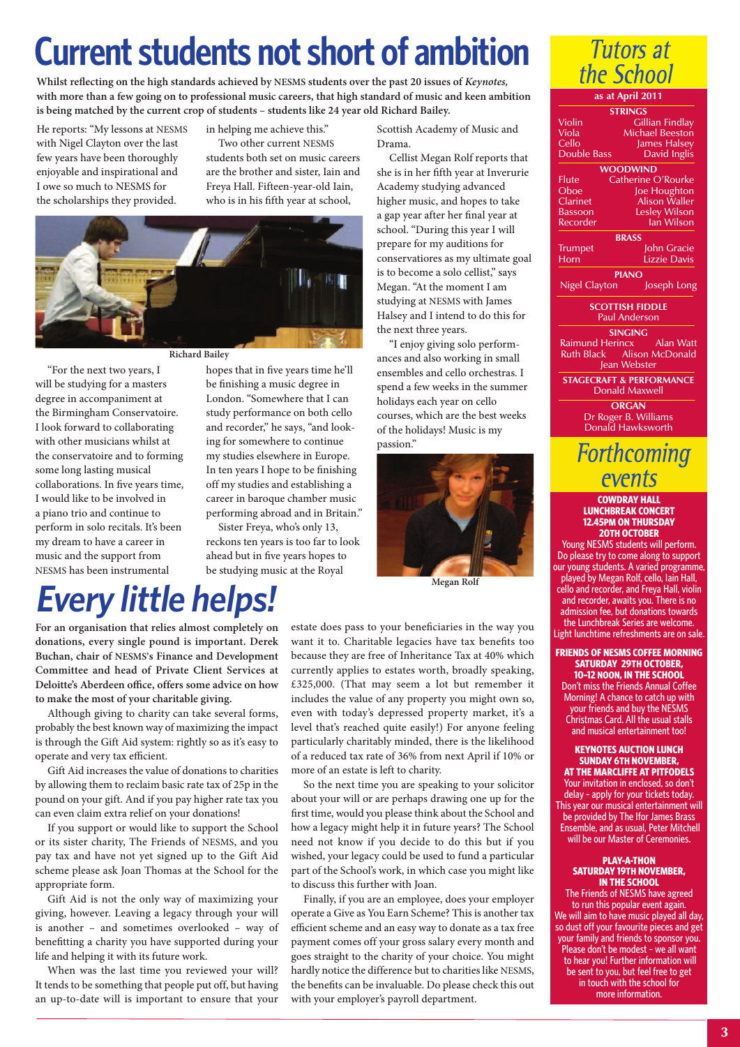# Current students not short of ambition

**Whilst reflecting on the high standards achieved by NESMS students over the past 20 issues of *Keynotes,* with more than a few going on to professional music careers, that high standard of music and keen ambition is being matched by the current crop of students – students like 24 year old Richard Bailey.**

He reports: "My lessons at NESMS with Nigel Clayton over the last few years have been thoroughly enjoyable and inspirational and I owe so much to NESMS for the scholarships they provided.

"For the next two years, I will be studying for a masters degree in accompaniment at the Birmingham Conservatoire. I look forward to collaborating with other musicians whilst at the conservatoire and to forming some long lasting musical collaborations. In five years time, I would like to be involved in a piano trio and continue to perform in solo recitals. It's been my dream to have a career in music and the support from NESMS has been instrumental in helping me achieve this."

Richard Bailey

Two other current NESMS students both set on music careers are the brother and sister, Iain and Freya Hall. Fifteen-year-old Iain, who is in his fifth year at school, hopes that in five years time he'll be finishing a music degree in London. "Somewhere that I can study performance on both cello and recorder," he says, "and looking for somewhere to continue my studies elsewhere in Europe. In ten years I hope to be finishing off my studies and establishing a career in baroque chamber music performing abroad and in Britain."

Sister Freya, who's only 13, reckons ten years is too far to look ahead but in five years hopes to be studying music at the Royal Scottish Academy of Music and Drama.

Cellist Megan Rolf reports that she is in her fifth year at Inverurie Academy studying advanced higher music, and hopes to take a gap year after her final year at school. "During this year I will prepare for my auditions for conservatoires as my ultimate goal is to become a solo cellist," says Megan. "At the moment I am studying at NESMS with James Halsey and I intend to do this for the next three years.

"I enjoy giving solo performances and also working in small ensembles and cello orchestras. I spend a few weeks in the summer holidays each year on cello courses, which are the best weeks of the holidays! Music is my passion."

Megan Rolf

# Every little helps!

**For an organisation that relies almost completely on donations, every single pound is important. Derek Buchan, chair of NESMS's Finance and Development Committee and head of Private Client Services at Deloitte's Aberdeen office, offers some advice on how to make the most of your charitable giving.**

Although giving to charity can take several forms, probably the best known way of maximizing the impact is through the Gift Aid system: rightly so as it's easy to operate and very tax efficient.

Gift Aid increases the value of donations to charities by allowing them to reclaim basic rate tax of 25p in the pound on your gift. And if you pay higher rate tax you can even claim extra relief on your donations!

If you support or would like to support the School or its sister charity, The Friends of NESMS, and you pay tax and have not yet signed up to the Gift Aid scheme please ask Joan Thomas at the School for the appropriate form.

Gift Aid is not the only way of maximizing your giving, however. Leaving a legacy through your will is another – and sometimes overlooked – way of benefitting a charity you have supported during your life and helping it with its future work.

When was the last time you reviewed your will? It tends to be something that people put off, but having an up-to-date will is important to ensure that your estate does pass to your beneficiaries in the way you want it to. Charitable legacies have tax benefits too because they are free of Inheritance Tax at 40% which currently applies to estates worth, broadly speaking, £325,000. (That may seem a lot but remember it includes the value of any property you might own so, even with today's depressed property market, it's a level that's reached quite easily!) For anyone feeling particularly charitably minded, there is the likelihood of a reduced tax rate of 36% from next April if 10% or more of an estate is left to charity.

So the next time you are speaking to your solicitor about your will or are perhaps drawing one up for the first time, would you please think about the School and how a legacy might help it in future years? The School need not know if you decide to do this but if you wished, your legacy could be used to fund a particular part of the School's work, in which case you might like to discuss this further with Joan.

Finally, if you are an employee, does your employer operate a Give as You Earn Scheme? This is another tax efficient scheme and an easy way to donate as a tax free payment comes off your gross salary every month and goes straight to the charity of your choice. You might hardly notice the difference but to charities like NESMS, the benefits can be invaluable. Do please check this out with your employer's payroll department.

## Tutors at the School

**as at April 2011**

**STRINGS**
- Violin: Gillian Findlay
- Viola: Michael Beeston
- Cello: James Halsey
- Double Bass: David Inglis

**WOODWIND**
- Flute: Catherine O'Rourke
- Oboe: Joe Houghton
- Clarinet: Alison Waller
- Bassoon: Lesley Wilson
- Recorder: Ian Wilson

**BRASS**
- Trumpet: John Gracie
- Horn: Lizzie Davis

**PIANO**
Nigel Clayton, Joseph Long

**SCOTTISH FIDDLE**
Paul Anderson

**SINGING**
Raimund Herincx, Alan Watt, Ruth Black, Alison McDonald, Jean Webster

**STAGECRAFT & PERFORMANCE**
Donald Maxwell

**ORGAN**
Dr Roger B. Williams, Donald Hawksworth

## Forthcoming events

**COWDRAY HALL LUNCHBREAK CONCERT 12.45PM ON THURSDAY 20TH OCTOBER**

Young NESMS students will perform. Do please try to come along to support our young students. A varied programme, played by Megan Rolf, cello, Iain Hall, cello and recorder, and Freya Hall, violin and recorder, awaits you. There is no admission fee, but donations towards the Lunchbreak Series are welcome. Light lunchtime refreshments are on sale.

**FRIENDS OF NESMS COFFEE MORNING SATURDAY 29TH OCTOBER, 10–12 NOON, IN THE SCHOOL**

Don't miss the Friends Annual Coffee Morning! A chance to catch up with your friends and buy the NESMS Christmas Card. All the usual stalls and musical entertainment too!

**KEYNOTES AUCTION LUNCH SUNDAY 6TH NOVEMBER, AT THE MARCLIFFE AT PITFODELS**

Your invitation in enclosed, so don't delay – apply for your tickets today. This year our musical entertainment will be provided by The Ifor James Brass Ensemble, and as usual, Peter Mitchell will be our Master of Ceremonies.

**PLAY-A-THON SATURDAY 19TH NOVEMBER, IN THE SCHOOL**

The Friends of NESMS have agreed to run this popular event again. We will aim to have music played all day, so dust off your favourite pieces and get your family and friends to sponsor you. Please don't be modest – we all want to hear you! Further information will be sent to you, but feel free to get in touch with the school for more information.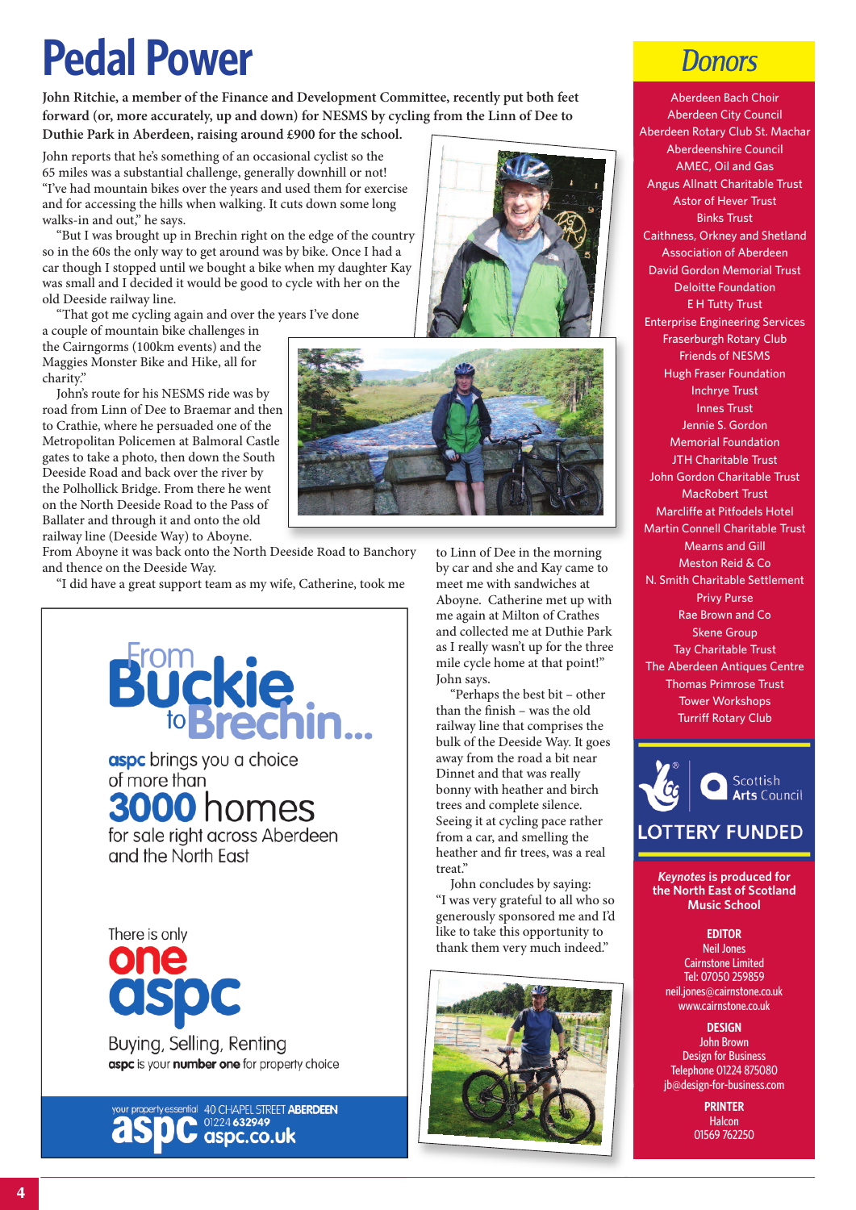# Pedal Power

**John Ritchie, a member of the Finance and Development Committee, recently put both feet forward (or, more accurately, up and down) for NESMS by cycling from the Linn of Dee to Duthie Park in Aberdeen, raising around £900 for the school.**

John reports that he's something of an occasional cyclist so the 65 miles was a substantial challenge, generally downhill or not! "I've had mountain bikes over the years and used them for exercise and for accessing the hills when walking. It cuts down some long walks-in and out," he says.

"But I was brought up in Brechin right on the edge of the country so in the 60s the only way to get around was by bike. Once I had a car though I stopped until we bought a bike when my daughter Kay was small and I decided it would be good to cycle with her on the old Deeside railway line.

"That got me cycling again and over the years I've done a couple of mountain bike challenges in the Cairngorms (100km events) and the Maggies Monster Bike and Hike, all for charity."

John's route for his NESMS ride was by road from Linn of Dee to Braemar and then to Crathie, where he persuaded one of the Metropolitan Policemen at Balmoral Castle gates to take a photo, then down the South Deeside Road and back over the river by the Polhollick Bridge. From there he went on the North Deeside Road to the Pass of Ballater and through it and onto the old railway line (Deeside Way) to Aboyne. From Aboyne it was back onto the North Deeside Road to Banchory and thence on the Deeside Way.

"I did have a great support team as my wife, Catherine, took me to Linn of Dee in the morning by car and she and Kay came to meet me with sandwiches at Aboyne. Catherine met up with me again at Milton of Crathes and collected me at Duthie Park as I really wasn't up for the three mile cycle home at that point!" John says.

"Perhaps the best bit – other than the finish – was the old railway line that comprises the bulk of the Deeside Way. It goes away from the road a bit near Dinnet and that was really bonny with heather and birch trees and complete silence. Seeing it at cycling pace rather from a car, and smelling the heather and fir trees, was a real treat."

John concludes by saying: "I was very grateful to all who so generously sponsored me and I'd like to take this opportunity to thank them very much indeed."

From Buckie to Brechin...

aspc brings you a choice of more than 3000 homes for sale right across Aberdeen and the North East

There is only one aspc

Buying, Selling, Renting

aspc is your number one for property choice

your property essential 40 CHAPEL STREET ABERDEEN 01224 632949 aspc.co.uk

## Donors

Aberdeen Bach Choir
Aberdeen City Council
Aberdeen Rotary Club St. Machar
Aberdeenshire Council
AMEC, Oil and Gas
Angus Allnatt Charitable Trust
Astor of Hever Trust
Binks Trust
Caithness, Orkney and Shetland Association of Aberdeen
David Gordon Memorial Trust
Deloitte Foundation
E H Tutty Trust
Enterprise Engineering Services
Fraserburgh Rotary Club
Friends of NESMS
Hugh Fraser Foundation
Inchrye Trust
Innes Trust
Jennie S. Gordon Memorial Foundation
JTH Charitable Trust
John Gordon Charitable Trust
MacRobert Trust
Marcliffe at Pitfodels Hotel
Martin Connell Charitable Trust
Mearns and Gill
Meston Reid & Co
N. Smith Charitable Settlement
Privy Purse
Rae Brown and Co
Skene Group
Tay Charitable Trust
The Aberdeen Antiques Centre
Thomas Primrose Trust
Tower Workshops
Turriff Rotary Club

Scottish Arts Council
LOTTERY FUNDED

***Keynotes*** **is produced for the North East of Scotland Music School**

**EDITOR**
Neil Jones
Cairnstone Limited
Tel: 07050 259859
neil.jones@cairnstone.co.uk
www.cairnstone.co.uk

**DESIGN**
John Brown
Design for Business
Telephone 01224 875080
jb@design-for-business.com

**PRINTER**
Halcon
01569 762250